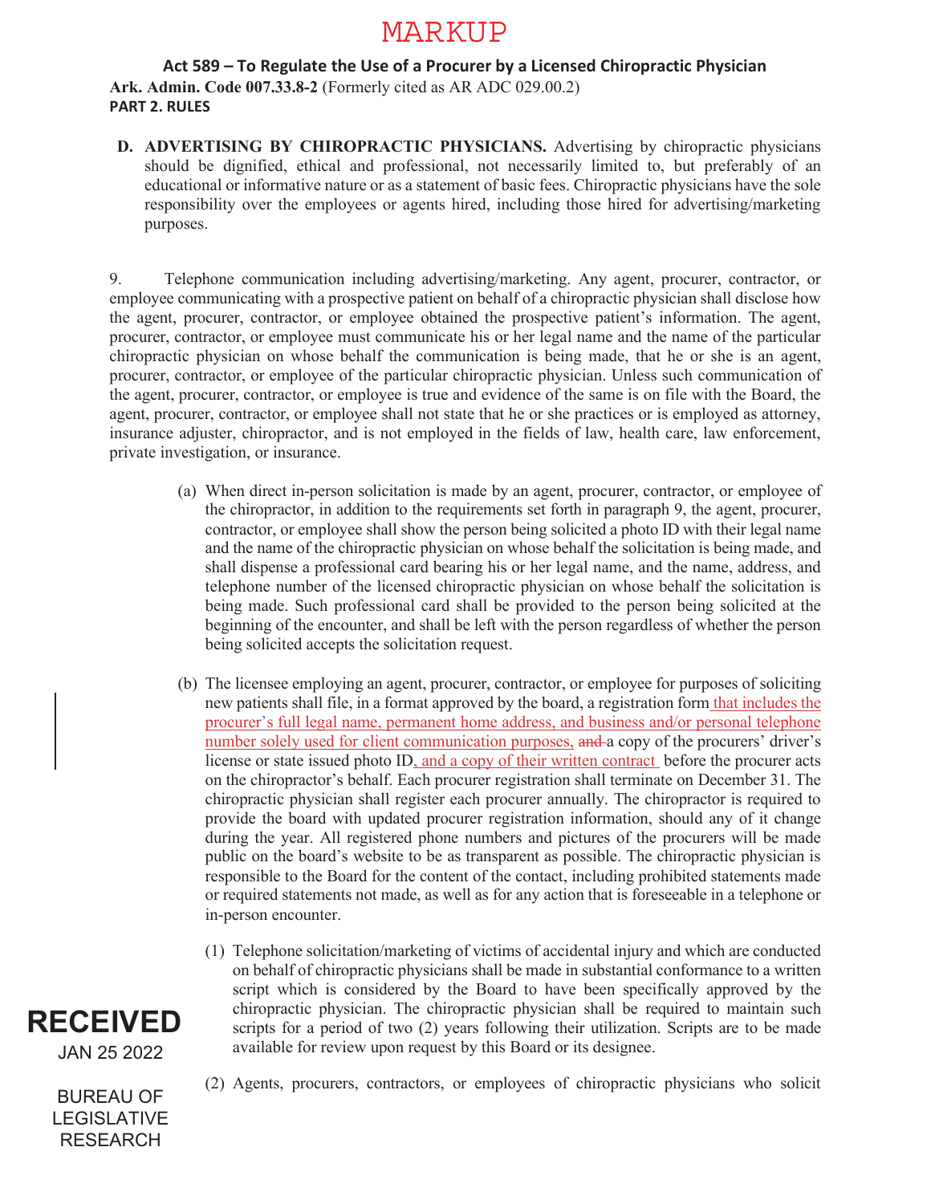# MARKUP

**Act 589 – To Regulate the Use of a Procurer by a Licensed Chiropractic Physician**

**Ark. Admin. Code 007.33.8-2** (Formerly cited as AR ADC 029.00.2)

**PART 2. RULES**

**D. ADVERTISING BY CHIROPRACTIC PHYSICIANS.** Advertising by chiropractic physicians should be dignified, ethical and professional, not necessarily limited to, but preferably of an educational or informative nature or as a statement of basic fees. Chiropractic physicians have the sole responsibility over the employees or agents hired, including those hired for advertising/marketing purposes.

9. Telephone communication including advertising/marketing. Any agent, procurer, contractor, or employee communicating with a prospective patient on behalf of a chiropractic physician shall disclose how the agent, procurer, contractor, or employee obtained the prospective patient's information. The agent, procurer, contractor, or employee must communicate his or her legal name and the name of the particular chiropractic physician on whose behalf the communication is being made, that he or she is an agent, procurer, contractor, or employee of the particular chiropractic physician. Unless such communication of the agent, procurer, contractor, or employee is true and evidence of the same is on file with the Board, the agent, procurer, contractor, or employee shall not state that he or she practices or is employed as attorney, insurance adjuster, chiropractor, and is not employed in the fields of law, health care, law enforcement, private investigation, or insurance.

(a) When direct in-person solicitation is made by an agent, procurer, contractor, or employee of the chiropractor, in addition to the requirements set forth in paragraph 9, the agent, procurer, contractor, or employee shall show the person being solicited a photo ID with their legal name and the name of the chiropractic physician on whose behalf the solicitation is being made, and shall dispense a professional card bearing his or her legal name, and the name, address, and telephone number of the licensed chiropractic physician on whose behalf the solicitation is being made. Such professional card shall be provided to the person being solicited at the beginning of the encounter, and shall be left with the person regardless of whether the person being solicited accepts the solicitation request.

(b) The licensee employing an agent, procurer, contractor, or employee for purposes of soliciting new patients shall file, in a format approved by the board, a registration form that includes the procurer's full legal name, permanent home address, and business and/or personal telephone number solely used for client communication purposes, ~~and~~ a copy of the procurers' driver's license or state issued photo ID, and a copy of their written contract before the procurer acts on the chiropractor's behalf. Each procurer registration shall terminate on December 31. The chiropractic physician shall register each procurer annually. The chiropractor is required to provide the board with updated procurer registration information, should any of it change during the year. All registered phone numbers and pictures of the procurers will be made public on the board's website to be as transparent as possible. The chiropractic physician is responsible to the Board for the content of the contact, including prohibited statements made or required statements not made, as well as for any action that is foreseeable in a telephone or in-person encounter.

(1) Telephone solicitation/marketing of victims of accidental injury and which are conducted on behalf of chiropractic physicians shall be made in substantial conformance to a written script which is considered by the Board to have been specifically approved by the chiropractic physician. The chiropractic physician shall be required to maintain such scripts for a period of two (2) years following their utilization. Scripts are to be made available for review upon request by this Board or its designee.

(2) Agents, procurers, contractors, or employees of chiropractic physicians who solicit

RECEIVED
JAN 25 2022
BUREAU OF LEGISLATIVE RESEARCH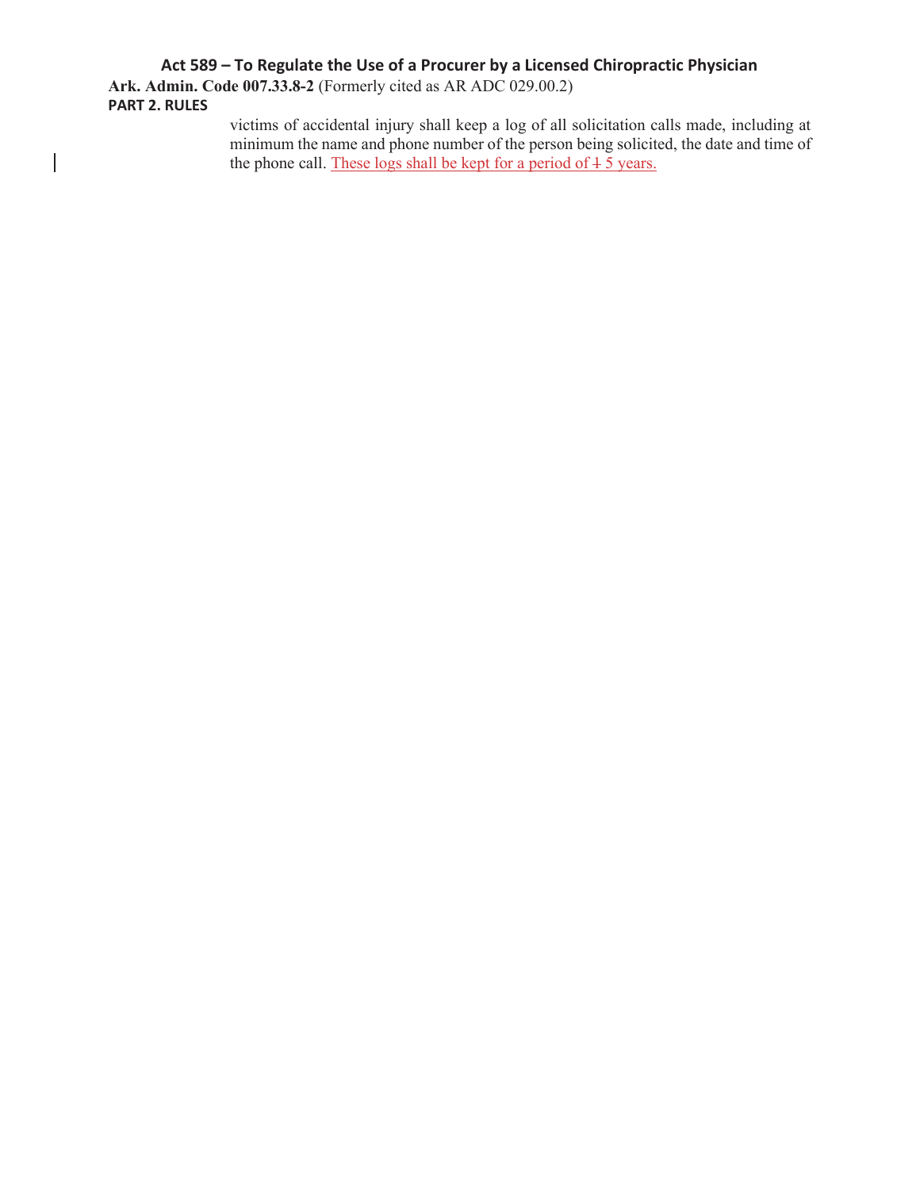**Act 589 – To Regulate the Use of a Procurer by a Licensed Chiropractic Physician**

**Ark. Admin. Code 007.33.8-2** (Formerly cited as AR ADC 029.00.2)

**PART 2. RULES**

victims of accidental injury shall keep a log of all solicitation calls made, including at minimum the name and phone number of the person being solicited, the date and time of the phone call. These logs shall be kept for a period of ~~1~~ 5 years.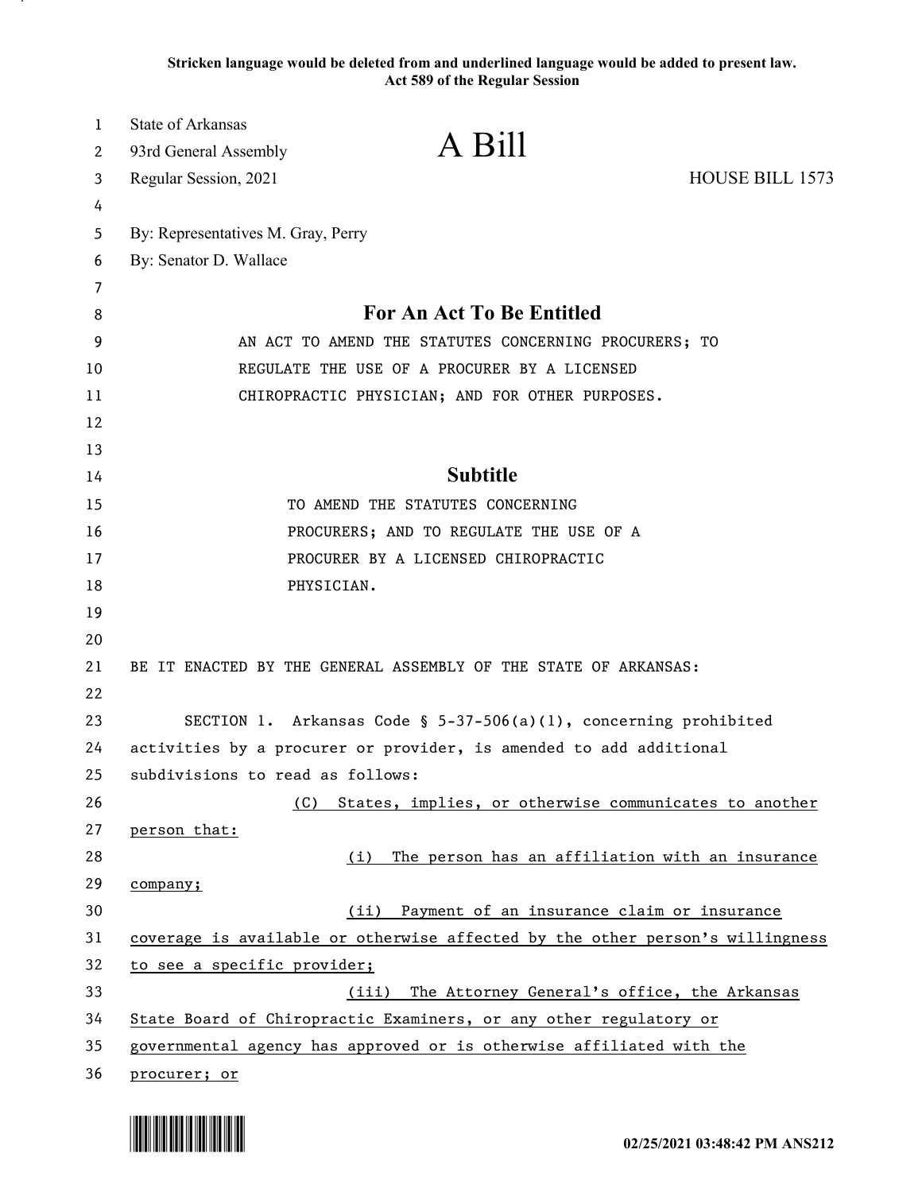**Stricken language would be deleted from and underlined language would be added to present law.**
**Act 589 of the Regular Session**

State of Arkansas
93rd General Assembly
Regular Session, 2021

# A Bill

HOUSE BILL 1573

By: Representatives M. Gray, Perry
By: Senator D. Wallace

## For An Act To Be Entitled

AN ACT TO AMEND THE STATUTES CONCERNING PROCURERS; TO REGULATE THE USE OF A PROCURER BY A LICENSED CHIROPRACTIC PHYSICIAN; AND FOR OTHER PURPOSES.

## Subtitle

TO AMEND THE STATUTES CONCERNING PROCURERS; AND TO REGULATE THE USE OF A PROCURER BY A LICENSED CHIROPRACTIC PHYSICIAN.

BE IT ENACTED BY THE GENERAL ASSEMBLY OF THE STATE OF ARKANSAS:

SECTION 1. Arkansas Code § 5-37-506(a)(1), concerning prohibited activities by a procurer or provider, is amended to add additional subdivisions to read as follows:

(C) States, implies, or otherwise communicates to another person that:

(i) The person has an affiliation with an insurance company;

(ii) Payment of an insurance claim or insurance coverage is available or otherwise affected by the other person's willingness to see a specific provider;

(iii) The Attorney General's office, the Arkansas State Board of Chiropractic Examiners, or any other regulatory or governmental agency has approved or is otherwise affiliated with the procurer; or

02/25/2021 03:48:42 PM ANS212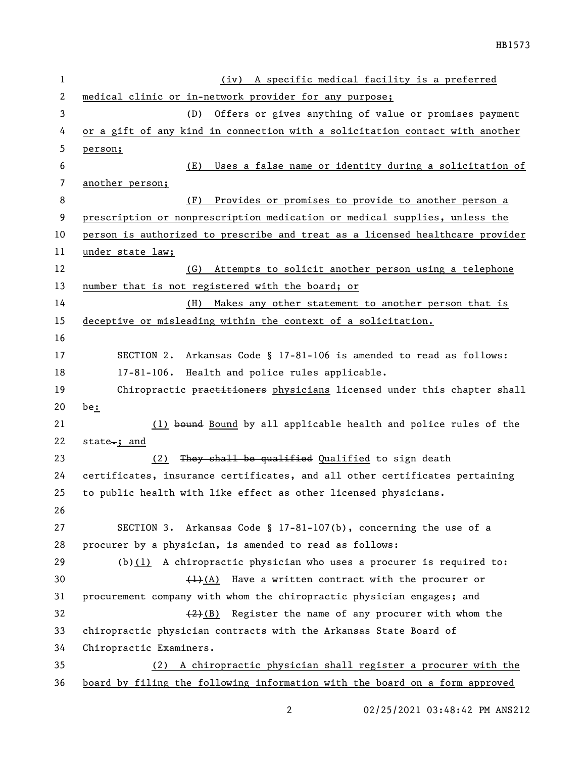(iv) A specific medical facility is a preferred medical clinic or in-network provider for any purpose;

(D) Offers or gives anything of value or promises payment or a gift of any kind in connection with a solicitation contact with another person;

(E) Uses a false name or identity during a solicitation of another person;

(F) Provides or promises to provide to another person a prescription or nonprescription medication or medical supplies, unless the person is authorized to prescribe and treat as a licensed healthcare provider under state law;

(G) Attempts to solicit another person using a telephone number that is not registered with the board; or

(H) Makes any other statement to another person that is deceptive or misleading within the context of a solicitation.

SECTION 2. Arkansas Code § 17-81-106 is amended to read as follows:

17-81-106. Health and police rules applicable.

Chiropractic ~~practitioners~~ physicians licensed under this chapter shall be:

(1) ~~bound~~ Bound by all applicable health and police rules of the state~~.~~; and

(2) ~~They shall be qualified~~ Qualified to sign death certificates, insurance certificates, and all other certificates pertaining to public health with like effect as other licensed physicians.

SECTION 3. Arkansas Code § 17-81-107(b), concerning the use of a procurer by a physician, is amended to read as follows:

(b)(1) A chiropractic physician who uses a procurer is required to:

~~(1)~~(A) Have a written contract with the procurer or procurement company with whom the chiropractic physician engages; and

~~(2)~~(B) Register the name of any procurer with whom the chiropractic physician contracts with the Arkansas State Board of Chiropractic Examiners.

(2) A chiropractic physician shall register a procurer with the board by filing the following information with the board on a form approved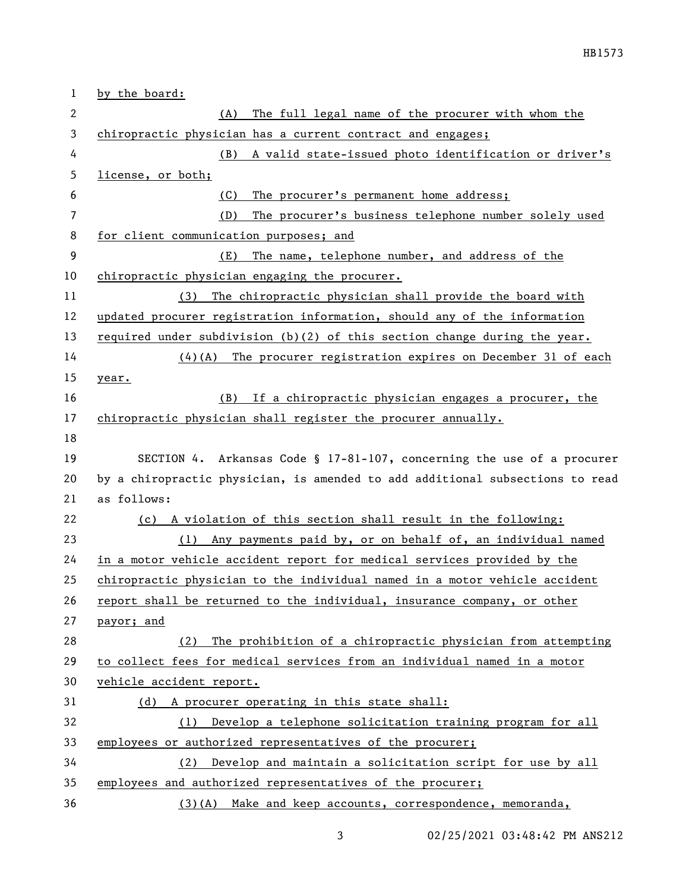by the board:

(A) The full legal name of the procurer with whom the chiropractic physician has a current contract and engages;

(B) A valid state-issued photo identification or driver's license, or both;

(C) The procurer's permanent home address;

(D) The procurer's business telephone number solely used for client communication purposes; and

(E) The name, telephone number, and address of the chiropractic physician engaging the procurer.

(3) The chiropractic physician shall provide the board with updated procurer registration information, should any of the information required under subdivision (b)(2) of this section change during the year.

(4)(A) The procurer registration expires on December 31 of each year.

(B) If a chiropractic physician engages a procurer, the chiropractic physician shall register the procurer annually.

SECTION 4. Arkansas Code § 17-81-107, concerning the use of a procurer by a chiropractic physician, is amended to add additional subsections to read as follows:

(c) A violation of this section shall result in the following:

(1) Any payments paid by, or on behalf of, an individual named in a motor vehicle accident report for medical services provided by the chiropractic physician to the individual named in a motor vehicle accident report shall be returned to the individual, insurance company, or other payor; and

(2) The prohibition of a chiropractic physician from attempting to collect fees for medical services from an individual named in a motor vehicle accident report.

(d) A procurer operating in this state shall:

(1) Develop a telephone solicitation training program for all employees or authorized representatives of the procurer;

(2) Develop and maintain a solicitation script for use by all employees and authorized representatives of the procurer;

(3)(A) Make and keep accounts, correspondence, memoranda,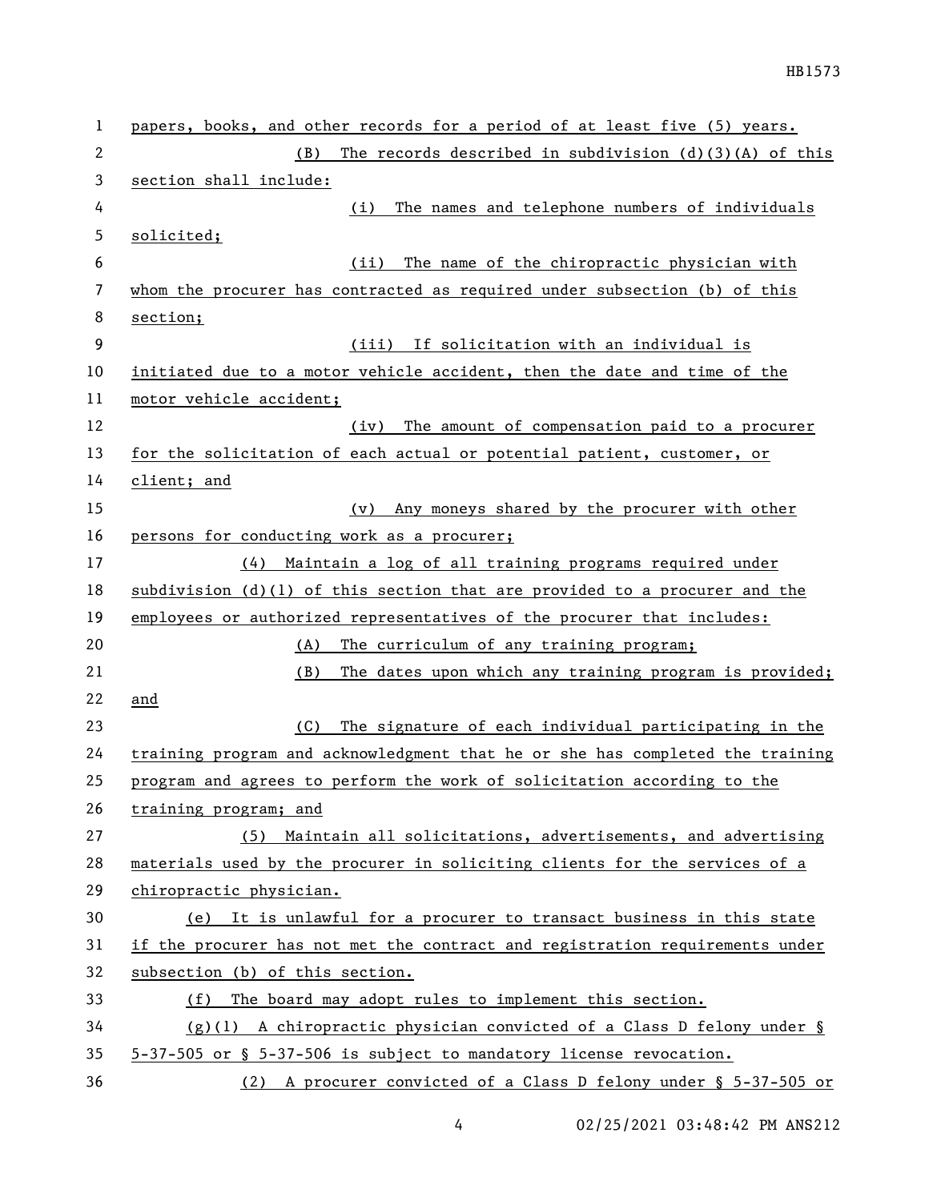papers, books, and other records for a period of at least five (5) years.

(B) The records described in subdivision (d)(3)(A) of this section shall include:

(i) The names and telephone numbers of individuals solicited;

(ii) The name of the chiropractic physician with whom the procurer has contracted as required under subsection (b) of this section;

(iii) If solicitation with an individual is initiated due to a motor vehicle accident, then the date and time of the motor vehicle accident;

(iv) The amount of compensation paid to a procurer for the solicitation of each actual or potential patient, customer, or client; and

(v) Any moneys shared by the procurer with other persons for conducting work as a procurer;

(4) Maintain a log of all training programs required under subdivision (d)(1) of this section that are provided to a procurer and the employees or authorized representatives of the procurer that includes:

(A) The curriculum of any training program;

(B) The dates upon which any training program is provided; and

(C) The signature of each individual participating in the training program and acknowledgment that he or she has completed the training program and agrees to perform the work of solicitation according to the training program; and

(5) Maintain all solicitations, advertisements, and advertising materials used by the procurer in soliciting clients for the services of a chiropractic physician.

(e) It is unlawful for a procurer to transact business in this state if the procurer has not met the contract and registration requirements under subsection (b) of this section.

(f) The board may adopt rules to implement this section.

(g)(1) A chiropractic physician convicted of a Class D felony under § 5-37-505 or § 5-37-506 is subject to mandatory license revocation.

(2) A procurer convicted of a Class D felony under § 5-37-505 or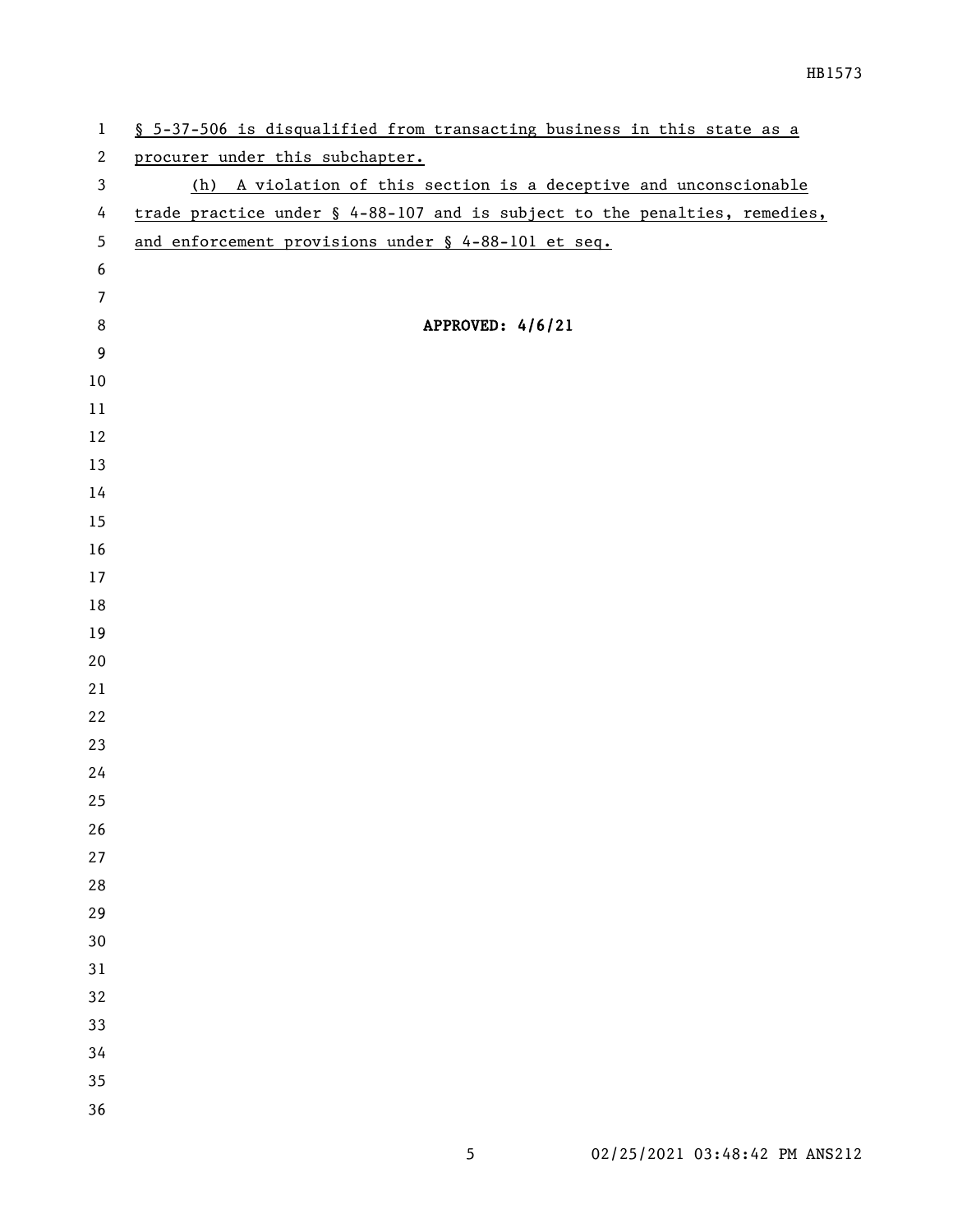§ 5-37-506 is disqualified from transacting business in this state as a procurer under this subchapter.

(h) A violation of this section is a deceptive and unconscionable trade practice under § 4-88-107 and is subject to the penalties, remedies, and enforcement provisions under § 4-88-101 et seq.

**APPROVED: 4/6/21**